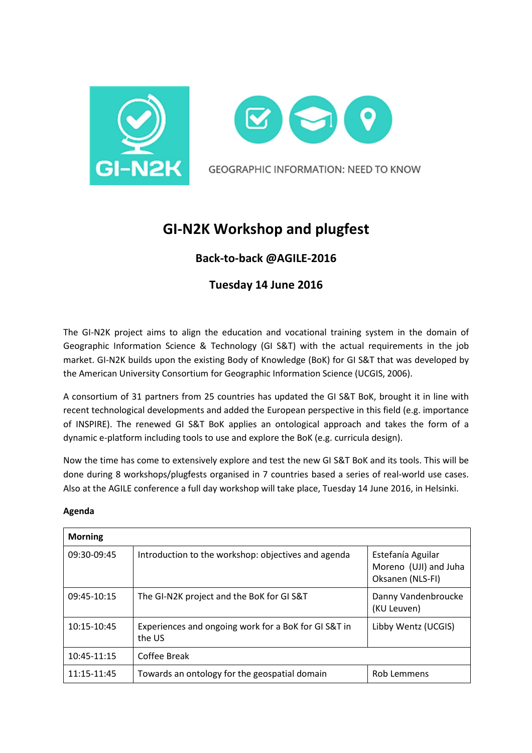GI-N2K

GEOGRAPHIC INFORMATION: NEED TO KNOW

# GI-N2K Workshop and plugfest

## Back-to-back @AGILE-2016

## Tuesday 14 June 2016

The GI-N2K project aims to align the education and vocational training system in the domain of Geographic Information Science & Technology (GI S&T) with the actual requirements in the job market. GI-N2K builds upon the existing Body of Knowledge (BoK) for GI S&T that was developed by the American University Consortium for Geographic Information Science (UCGIS, 2006).

A consortium of 31 partners from 25 countries has updated the GI S&T BoK, brought it in line with recent technological developments and added the European perspective in this field (e.g. importance of INSPIRE). The renewed GI S&T BoK applies an ontological approach and takes the form of a dynamic e-platform including tools to use and explore the BoK (e.g. curricula design).

Now the time has come to extensively explore and test the new GI S&T BoK and its tools. This will be done during 8 workshops/plugfests organised in 7 countries based a series of real-world use cases. Also at the AGILE conference a full day workshop will take place, Tuesday 14 June 2016, in Helsinki.

**Agenda**

| **Morning** | | |
|---|---|---|
| 09:30-09:45 | Introduction to the workshop: objectives and agenda | Estefanía Aguilar Moreno (UJI) and Juha Oksanen (NLS-FI) |
| 09:45-10:15 | The GI-N2K project and the BoK for GI S&T | Danny Vandenbroucke (KU Leuven) |
| 10:15-10:45 | Experiences and ongoing work for a BoK for GI S&T in the US | Libby Wentz (UCGIS) |
| 10:45-11:15 | Coffee Break | |
| 11:15-11:45 | Towards an ontology for the geospatial domain | Rob Lemmens |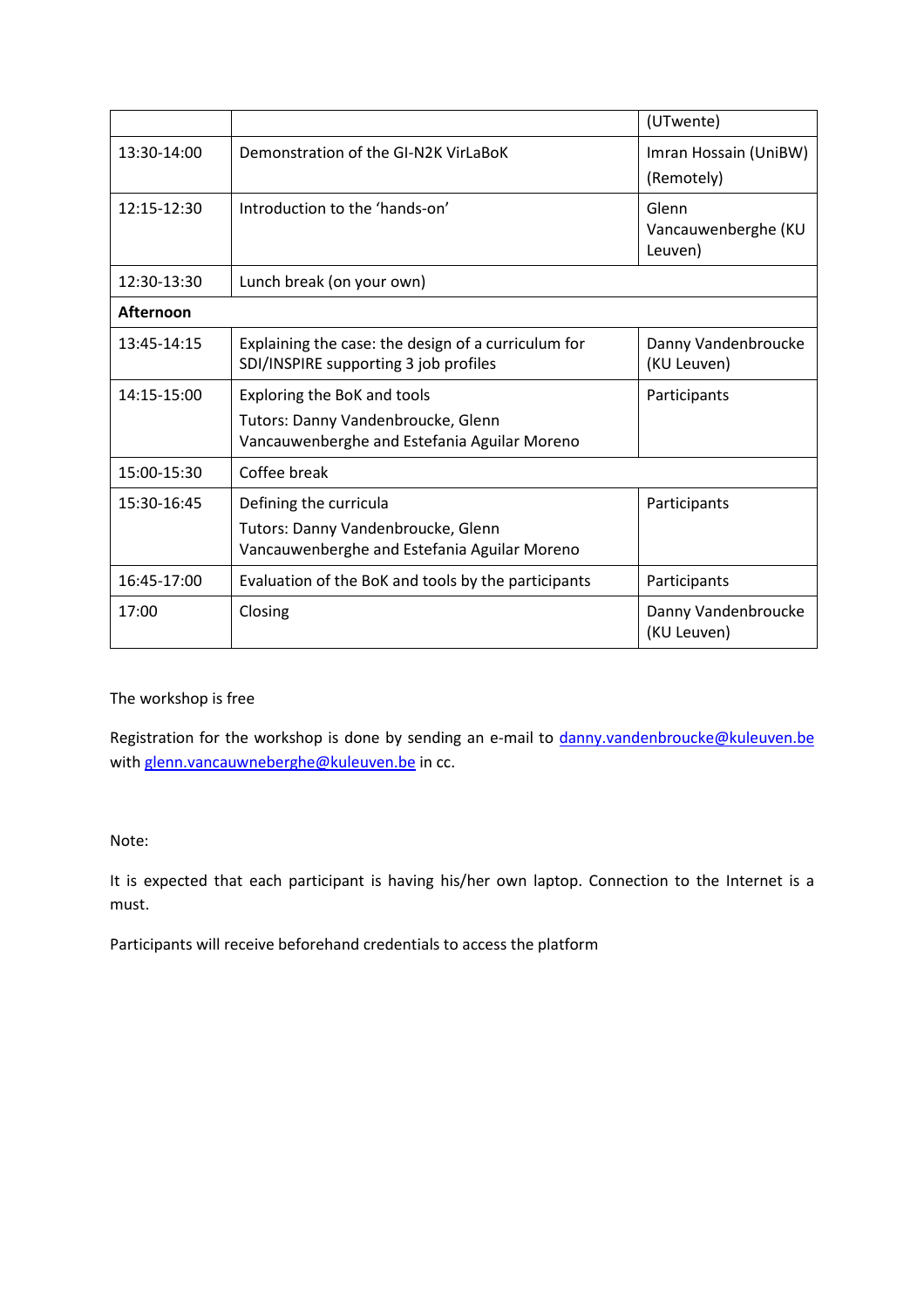| | | |
|---|---|---|
| | | (UTwente) |
| 13:30-14:00 | Demonstration of the GI-N2K VirLaBoK | Imran Hossain (UniBW) (Remotely) |
| 12:15-12:30 | Introduction to the 'hands-on' | Glenn Vancauwenberghe (KU Leuven) |
| 12:30-13:30 | Lunch break (on your own) | |
| **Afternoon** | | |
| 13:45-14:15 | Explaining the case: the design of a curriculum for SDI/INSPIRE supporting 3 job profiles | Danny Vandenbroucke (KU Leuven) |
| 14:15-15:00 | Exploring the BoK and tools<br>Tutors: Danny Vandenbroucke, Glenn Vancauwenberghe and Estefania Aguilar Moreno | Participants |
| 15:00-15:30 | Coffee break | |
| 15:30-16:45 | Defining the curricula<br>Tutors: Danny Vandenbroucke, Glenn Vancauwenberghe and Estefania Aguilar Moreno | Participants |
| 16:45-17:00 | Evaluation of the BoK and tools by the participants | Participants |
| 17:00 | Closing | Danny Vandenbroucke (KU Leuven) |

The workshop is free

Registration for the workshop is done by sending an e-mail to danny.vandenbroucke@kuleuven.be with glenn.vancauwneberghe@kuleuven.be in cc.

Note:

It is expected that each participant is having his/her own laptop. Connection to the Internet is a must.

Participants will receive beforehand credentials to access the platform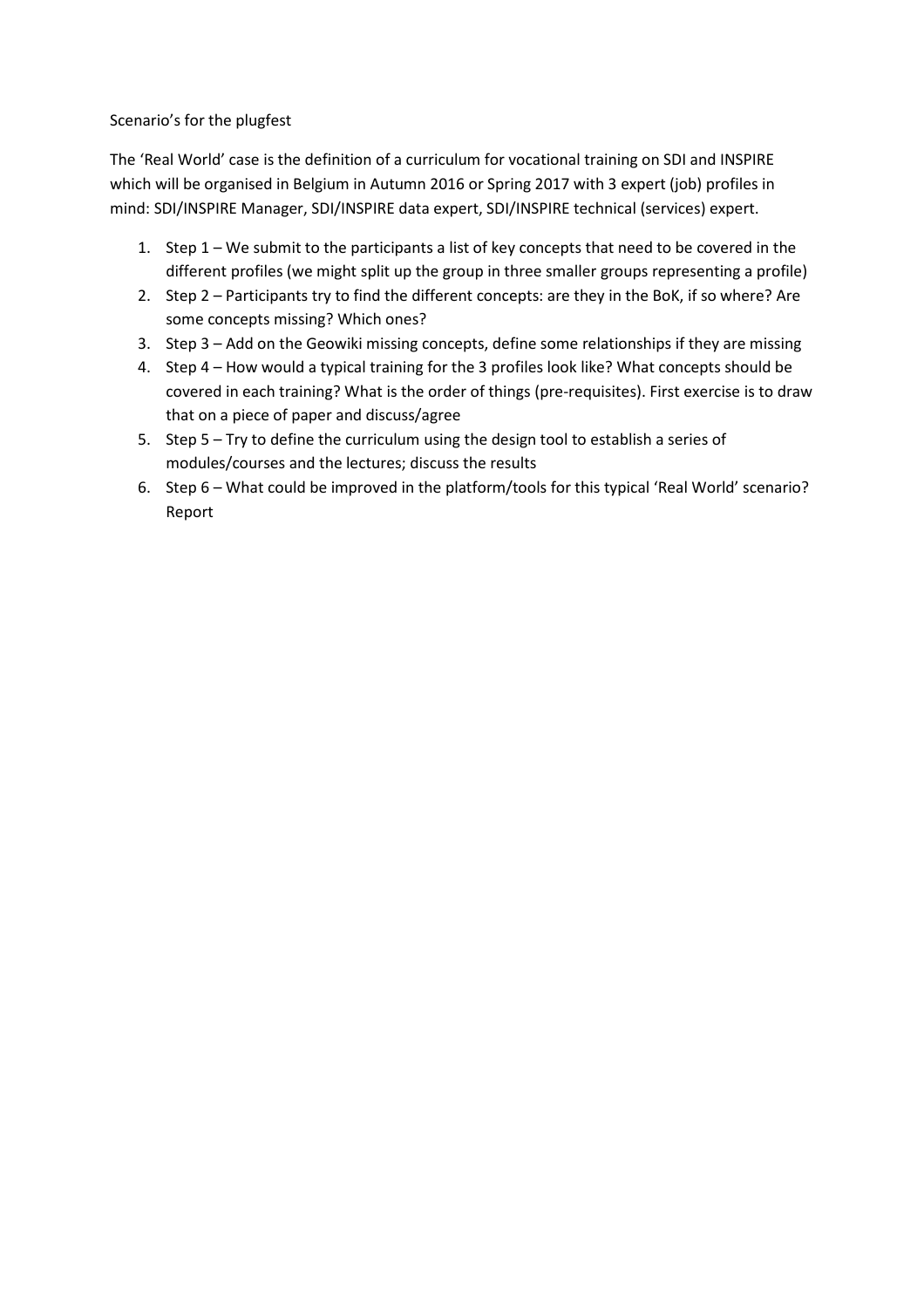Scenario's for the plugfest

The 'Real World' case is the definition of a curriculum for vocational training on SDI and INSPIRE which will be organised in Belgium in Autumn 2016 or Spring 2017 with 3 expert (job) profiles in mind: SDI/INSPIRE Manager, SDI/INSPIRE data expert, SDI/INSPIRE technical (services) expert.

1. Step 1 – We submit to the participants a list of key concepts that need to be covered in the different profiles (we might split up the group in three smaller groups representing a profile)
2. Step 2 – Participants try to find the different concepts: are they in the BoK, if so where? Are some concepts missing? Which ones?
3. Step 3 – Add on the Geowiki missing concepts, define some relationships if they are missing
4. Step 4 – How would a typical training for the 3 profiles look like? What concepts should be covered in each training? What is the order of things (pre-requisites). First exercise is to draw that on a piece of paper and discuss/agree
5. Step 5 – Try to define the curriculum using the design tool to establish a series of modules/courses and the lectures; discuss the results
6. Step 6 – What could be improved in the platform/tools for this typical 'Real World' scenario? Report